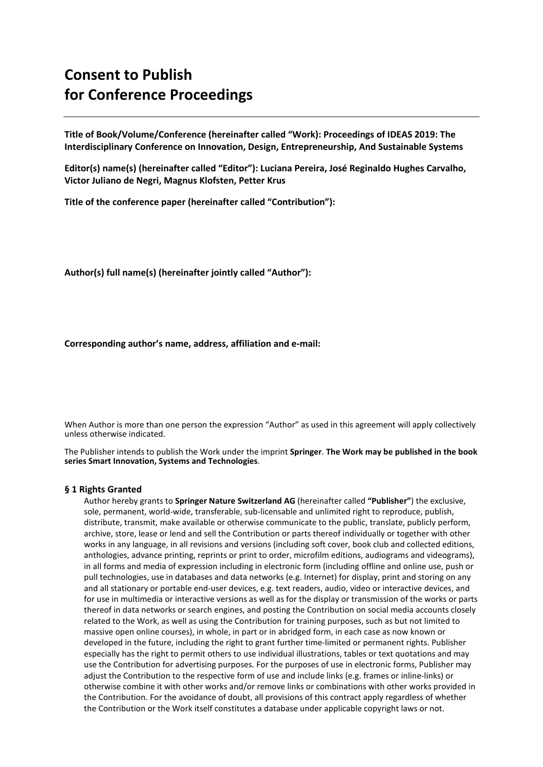# Consent to Publish for Conference Proceedings

**Title of Book/Volume/Conference (hereinafter called "Work): Proceedings of IDEAS 2019: The Interdisciplinary Conference on Innovation, Design, Entrepreneurship, And Sustainable Systems**

**Editor(s) name(s) (hereinafter called "Editor"): Luciana Pereira, José Reginaldo Hughes Carvalho, Victor Juliano de Negri, Magnus Klofsten, Petter Krus**

**Title of the conference paper (hereinafter called "Contribution"):**

**Author(s) full name(s) (hereinafter jointly called "Author"):**

**Corresponding author's name, address, affiliation and e-mail:**

When Author is more than one person the expression "Author" as used in this agreement will apply collectively unless otherwise indicated.

The Publisher intends to publish the Work under the imprint **Springer**. **The Work may be published in the book series Smart Innovation, Systems and Technologies**.

### § 1 Rights Granted

Author hereby grants to **Springer Nature Switzerland AG** (hereinafter called **"Publisher"**) the exclusive, sole, permanent, world-wide, transferable, sub-licensable and unlimited right to reproduce, publish, distribute, transmit, make available or otherwise communicate to the public, translate, publicly perform, archive, store, lease or lend and sell the Contribution or parts thereof individually or together with other works in any language, in all revisions and versions (including soft cover, book club and collected editions, anthologies, advance printing, reprints or print to order, microfilm editions, audiograms and videograms), in all forms and media of expression including in electronic form (including offline and online use, push or pull technologies, use in databases and data networks (e.g. Internet) for display, print and storing on any and all stationary or portable end-user devices, e.g. text readers, audio, video or interactive devices, and for use in multimedia or interactive versions as well as for the display or transmission of the works or parts thereof in data networks or search engines, and posting the Contribution on social media accounts closely related to the Work, as well as using the Contribution for training purposes, such as but not limited to massive open online courses), in whole, in part or in abridged form, in each case as now known or developed in the future, including the right to grant further time-limited or permanent rights. Publisher especially has the right to permit others to use individual illustrations, tables or text quotations and may use the Contribution for advertising purposes. For the purposes of use in electronic forms, Publisher may adjust the Contribution to the respective form of use and include links (e.g. frames or inline-links) or otherwise combine it with other works and/or remove links or combinations with other works provided in the Contribution. For the avoidance of doubt, all provisions of this contract apply regardless of whether the Contribution or the Work itself constitutes a database under applicable copyright laws or not.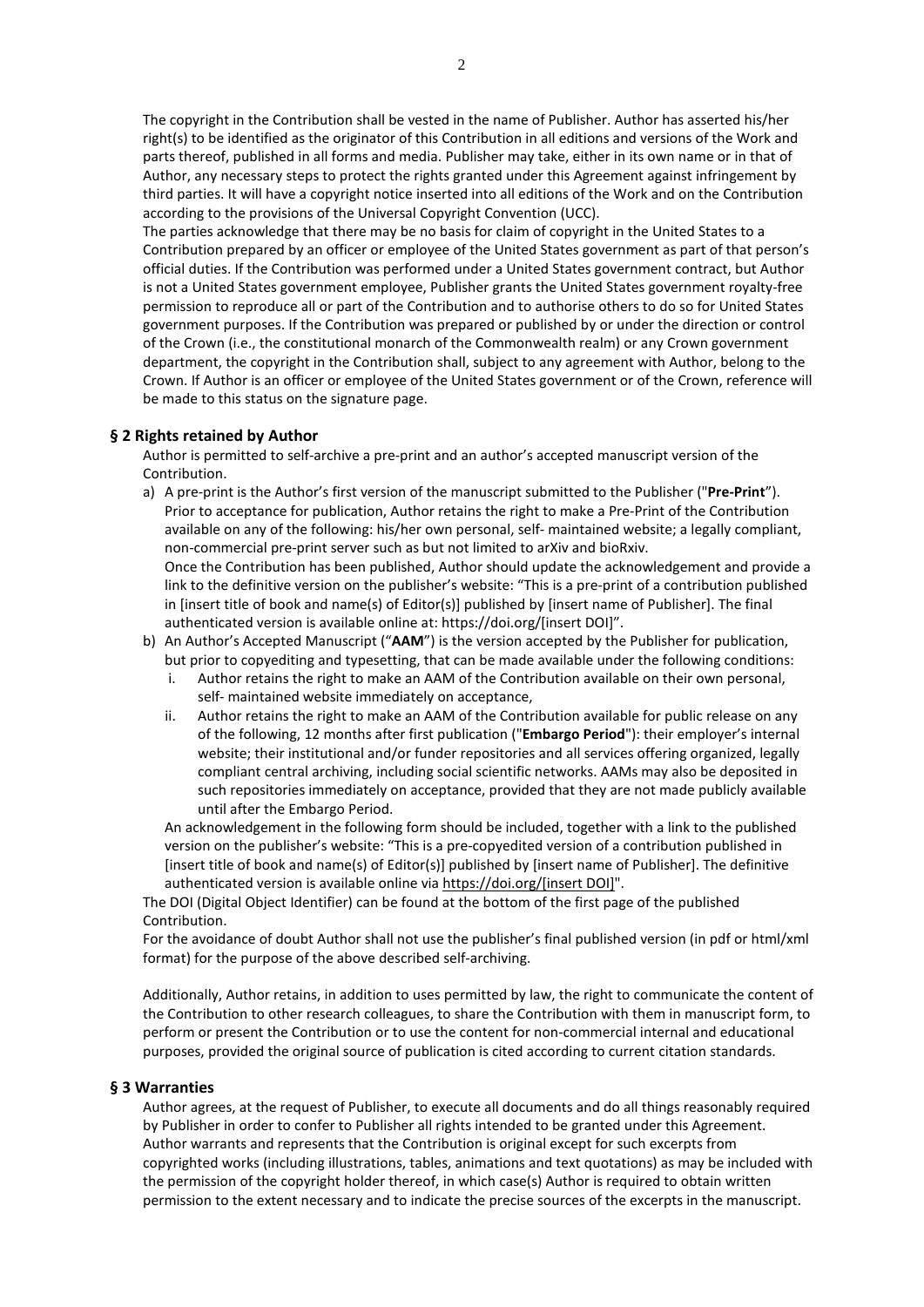The copyright in the Contribution shall be vested in the name of Publisher. Author has asserted his/her right(s) to be identified as the originator of this Contribution in all editions and versions of the Work and parts thereof, published in all forms and media. Publisher may take, either in its own name or in that of Author, any necessary steps to protect the rights granted under this Agreement against infringement by third parties. It will have a copyright notice inserted into all editions of the Work and on the Contribution according to the provisions of the Universal Copyright Convention (UCC).

The parties acknowledge that there may be no basis for claim of copyright in the United States to a Contribution prepared by an officer or employee of the United States government as part of that person's official duties. If the Contribution was performed under a United States government contract, but Author is not a United States government employee, Publisher grants the United States government royalty-free permission to reproduce all or part of the Contribution and to authorise others to do so for United States government purposes. If the Contribution was prepared or published by or under the direction or control of the Crown (i.e., the constitutional monarch of the Commonwealth realm) or any Crown government department, the copyright in the Contribution shall, subject to any agreement with Author, belong to the Crown. If Author is an officer or employee of the United States government or of the Crown, reference will be made to this status on the signature page.

## § 2 Rights retained by Author

Author is permitted to self-archive a pre-print and an author's accepted manuscript version of the Contribution.

a) A pre-print is the Author's first version of the manuscript submitted to the Publisher ("**Pre-Print**"). Prior to acceptance for publication, Author retains the right to make a Pre-Print of the Contribution available on any of the following: his/her own personal, self- maintained website; a legally compliant, non-commercial pre-print server such as but not limited to arXiv and bioRxiv.
Once the Contribution has been published, Author should update the acknowledgement and provide a link to the definitive version on the publisher's website: "This is a pre-print of a contribution published in [insert title of book and name(s) of Editor(s)] published by [insert name of Publisher]. The final authenticated version is available online at: https://doi.org/[insert DOI]".
b) An Author's Accepted Manuscript ("**AAM**") is the version accepted by the Publisher for publication, but prior to copyediting and typesetting, that can be made available under the following conditions:
   i. Author retains the right to make an AAM of the Contribution available on their own personal, self- maintained website immediately on acceptance,
   ii. Author retains the right to make an AAM of the Contribution available for public release on any of the following, 12 months after first publication ("**Embargo Period**"): their employer's internal website; their institutional and/or funder repositories and all services offering organized, legally compliant central archiving, including social scientific networks. AAMs may also be deposited in such repositories immediately on acceptance, provided that they are not made publicly available until after the Embargo Period.

   An acknowledgement in the following form should be included, together with a link to the published version on the publisher's website: "This is a pre-copyedited version of a contribution published in [insert title of book and name(s) of Editor(s)] published by [insert name of Publisher]. The definitive authenticated version is available online via https://doi.org/[insert DOI]".

The DOI (Digital Object Identifier) can be found at the bottom of the first page of the published Contribution.

For the avoidance of doubt Author shall not use the publisher's final published version (in pdf or html/xml format) for the purpose of the above described self-archiving.

Additionally, Author retains, in addition to uses permitted by law, the right to communicate the content of the Contribution to other research colleagues, to share the Contribution with them in manuscript form, to perform or present the Contribution or to use the content for non-commercial internal and educational purposes, provided the original source of publication is cited according to current citation standards.

## § 3 Warranties

Author agrees, at the request of Publisher, to execute all documents and do all things reasonably required by Publisher in order to confer to Publisher all rights intended to be granted under this Agreement. Author warrants and represents that the Contribution is original except for such excerpts from copyrighted works (including illustrations, tables, animations and text quotations) as may be included with the permission of the copyright holder thereof, in which case(s) Author is required to obtain written permission to the extent necessary and to indicate the precise sources of the excerpts in the manuscript.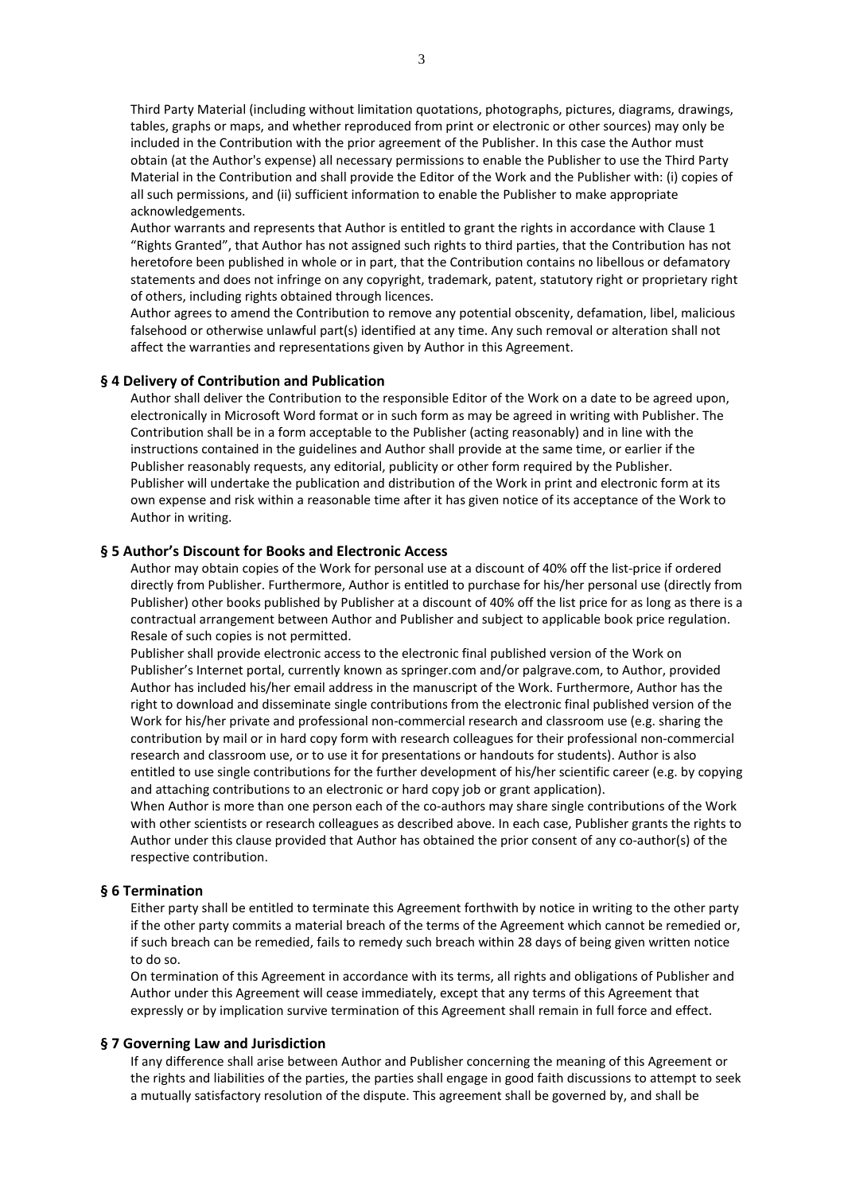Third Party Material (including without limitation quotations, photographs, pictures, diagrams, drawings, tables, graphs or maps, and whether reproduced from print or electronic or other sources) may only be included in the Contribution with the prior agreement of the Publisher. In this case the Author must obtain (at the Author's expense) all necessary permissions to enable the Publisher to use the Third Party Material in the Contribution and shall provide the Editor of the Work and the Publisher with: (i) copies of all such permissions, and (ii) sufficient information to enable the Publisher to make appropriate acknowledgements.

Author warrants and represents that Author is entitled to grant the rights in accordance with Clause 1 “Rights Granted”, that Author has not assigned such rights to third parties, that the Contribution has not heretofore been published in whole or in part, that the Contribution contains no libellous or defamatory statements and does not infringe on any copyright, trademark, patent, statutory right or proprietary right of others, including rights obtained through licences.

Author agrees to amend the Contribution to remove any potential obscenity, defamation, libel, malicious falsehood or otherwise unlawful part(s) identified at any time. Any such removal or alteration shall not affect the warranties and representations given by Author in this Agreement.

## § 4 Delivery of Contribution and Publication

Author shall deliver the Contribution to the responsible Editor of the Work on a date to be agreed upon, electronically in Microsoft Word format or in such form as may be agreed in writing with Publisher. The Contribution shall be in a form acceptable to the Publisher (acting reasonably) and in line with the instructions contained in the guidelines and Author shall provide at the same time, or earlier if the Publisher reasonably requests, any editorial, publicity or other form required by the Publisher.

Publisher will undertake the publication and distribution of the Work in print and electronic form at its own expense and risk within a reasonable time after it has given notice of its acceptance of the Work to Author in writing.

## § 5 Author’s Discount for Books and Electronic Access

Author may obtain copies of the Work for personal use at a discount of 40% off the list-price if ordered directly from Publisher. Furthermore, Author is entitled to purchase for his/her personal use (directly from Publisher) other books published by Publisher at a discount of 40% off the list price for as long as there is a contractual arrangement between Author and Publisher and subject to applicable book price regulation. Resale of such copies is not permitted.

Publisher shall provide electronic access to the electronic final published version of the Work on Publisher’s Internet portal, currently known as springer.com and/or palgrave.com, to Author, provided Author has included his/her email address in the manuscript of the Work. Furthermore, Author has the right to download and disseminate single contributions from the electronic final published version of the Work for his/her private and professional non-commercial research and classroom use (e.g. sharing the contribution by mail or in hard copy form with research colleagues for their professional non-commercial research and classroom use, or to use it for presentations or handouts for students). Author is also entitled to use single contributions for the further development of his/her scientific career (e.g. by copying and attaching contributions to an electronic or hard copy job or grant application).

When Author is more than one person each of the co-authors may share single contributions of the Work with other scientists or research colleagues as described above. In each case, Publisher grants the rights to Author under this clause provided that Author has obtained the prior consent of any co-author(s) of the respective contribution.

## § 6 Termination

Either party shall be entitled to terminate this Agreement forthwith by notice in writing to the other party if the other party commits a material breach of the terms of the Agreement which cannot be remedied or, if such breach can be remedied, fails to remedy such breach within 28 days of being given written notice to do so.

On termination of this Agreement in accordance with its terms, all rights and obligations of Publisher and Author under this Agreement will cease immediately, except that any terms of this Agreement that expressly or by implication survive termination of this Agreement shall remain in full force and effect.

## § 7 Governing Law and Jurisdiction

If any difference shall arise between Author and Publisher concerning the meaning of this Agreement or the rights and liabilities of the parties, the parties shall engage in good faith discussions to attempt to seek a mutually satisfactory resolution of the dispute. This agreement shall be governed by, and shall be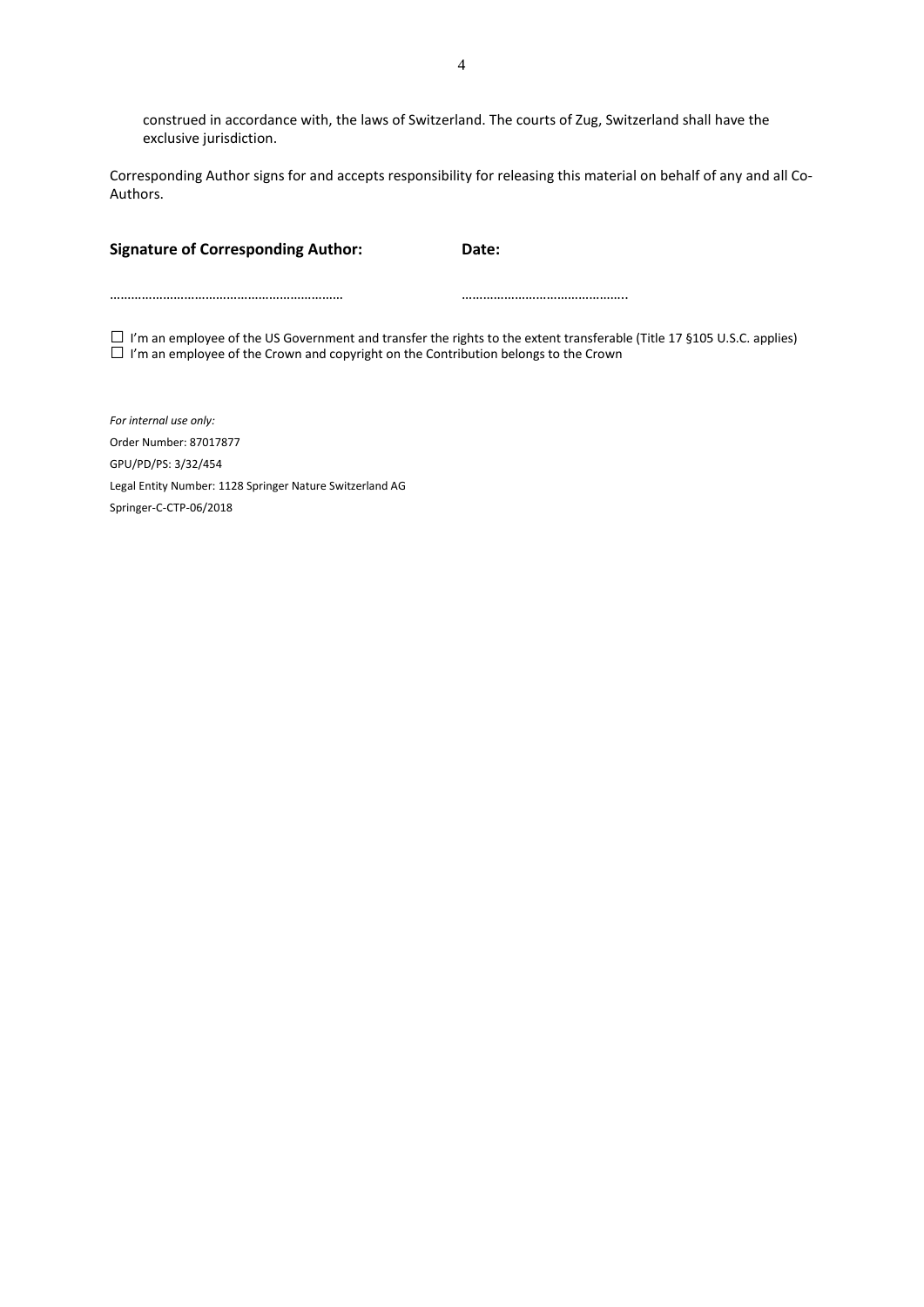construed in accordance with, the laws of Switzerland. The courts of Zug, Switzerland shall have the exclusive jurisdiction.

Corresponding Author signs for and accepts responsibility for releasing this material on behalf of any and all Co-Authors.

**Signature of Corresponding Author:** **Date:**

………………………………………………………… ………………………………………..

☐ I'm an employee of the US Government and transfer the rights to the extent transferable (Title 17 §105 U.S.C. applies)
☐ I'm an employee of the Crown and copyright on the Contribution belongs to the Crown

*For internal use only:*

Order Number: 87017877

GPU/PD/PS: 3/32/454

Legal Entity Number: 1128 Springer Nature Switzerland AG

Springer-C-CTP-06/2018